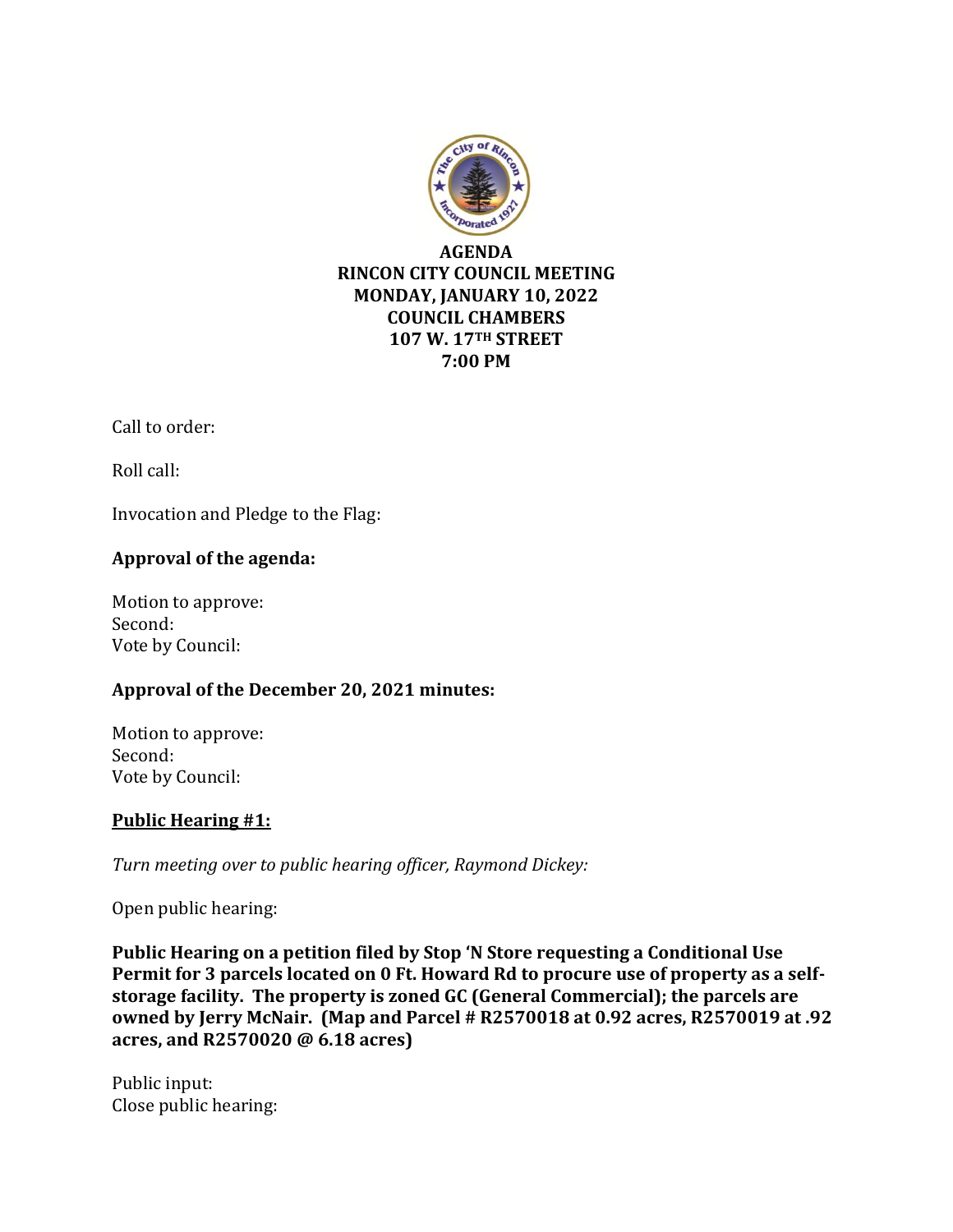**AGENDA**
**RINCON CITY COUNCIL MEETING**
**MONDAY, JANUARY 10, 2022**
**COUNCIL CHAMBERS**
**107 W. 17TH STREET**
**7:00 PM**

Call to order:

Roll call:

Invocation and Pledge to the Flag:

**Approval of the agenda:**

Motion to approve:
Second:
Vote by Council:

**Approval of the December 20, 2021 minutes:**

Motion to approve:
Second:
Vote by Council:

**Public Hearing #1:**

*Turn meeting over to public hearing officer, Raymond Dickey:*

Open public hearing:

**Public Hearing on a petition filed by Stop 'N Store requesting a Conditional Use Permit for 3 parcels located on 0 Ft. Howard Rd to procure use of property as a self-storage facility. The property is zoned GC (General Commercial); the parcels are owned by Jerry McNair. (Map and Parcel # R2570018 at 0.92 acres, R2570019 at .92 acres, and R2570020 @ 6.18 acres)**

Public input:
Close public hearing: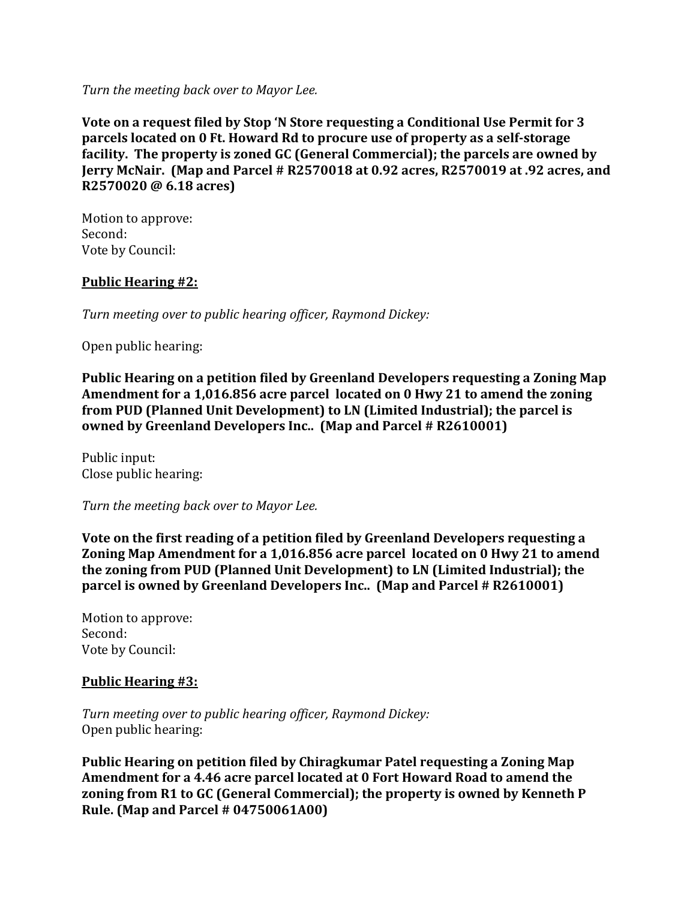*Turn the meeting back over to Mayor Lee.*

**Vote on a request filed by Stop 'N Store requesting a Conditional Use Permit for 3 parcels located on 0 Ft. Howard Rd to procure use of property as a self-storage facility. The property is zoned GC (General Commercial); the parcels are owned by Jerry McNair. (Map and Parcel # R2570018 at 0.92 acres, R2570019 at .92 acres, and R2570020 @ 6.18 acres)**

Motion to approve:
Second:
Vote by Council:

**Public Hearing #2:**

*Turn meeting over to public hearing officer, Raymond Dickey:*

Open public hearing:

**Public Hearing on a petition filed by Greenland Developers requesting a Zoning Map Amendment for a 1,016.856 acre parcel located on 0 Hwy 21 to amend the zoning from PUD (Planned Unit Development) to LN (Limited Industrial); the parcel is owned by Greenland Developers Inc.. (Map and Parcel # R2610001)**

Public input:
Close public hearing:

*Turn the meeting back over to Mayor Lee.*

**Vote on the first reading of a petition filed by Greenland Developers requesting a Zoning Map Amendment for a 1,016.856 acre parcel located on 0 Hwy 21 to amend the zoning from PUD (Planned Unit Development) to LN (Limited Industrial); the parcel is owned by Greenland Developers Inc.. (Map and Parcel # R2610001)**

Motion to approve:
Second:
Vote by Council:

**Public Hearing #3:**

*Turn meeting over to public hearing officer, Raymond Dickey:*
Open public hearing:

**Public Hearing on petition filed by Chiragkumar Patel requesting a Zoning Map Amendment for a 4.46 acre parcel located at 0 Fort Howard Road to amend the zoning from R1 to GC (General Commercial); the property is owned by Kenneth P Rule. (Map and Parcel # 04750061A00)**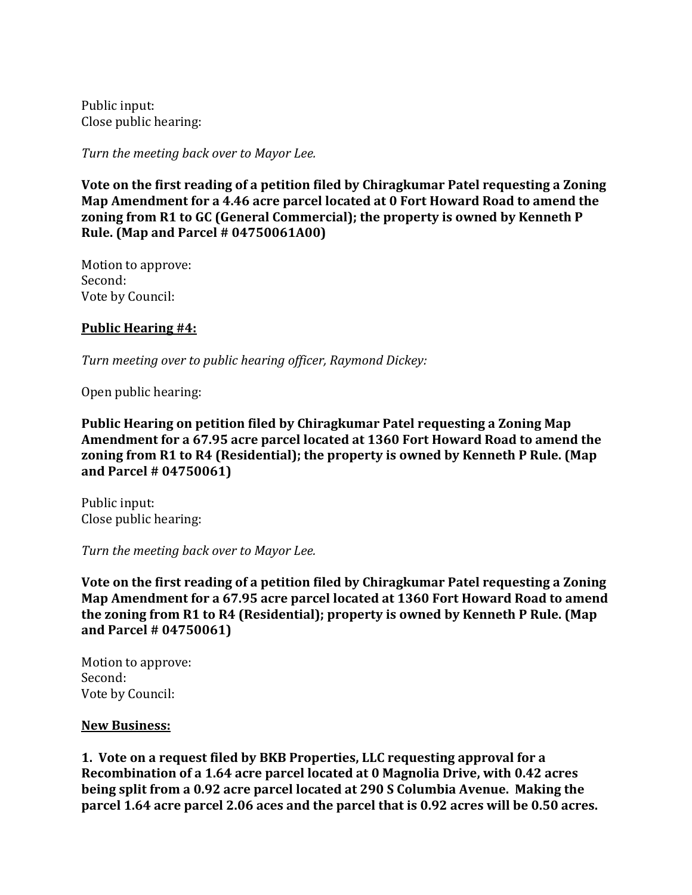Public input:
Close public hearing:

*Turn the meeting back over to Mayor Lee.*

**Vote on the first reading of a petition filed by Chiragkumar Patel requesting a Zoning Map Amendment for a 4.46 acre parcel located at 0 Fort Howard Road to amend the zoning from R1 to GC (General Commercial); the property is owned by Kenneth P Rule. (Map and Parcel # 04750061A00)**

Motion to approve:
Second:
Vote by Council:

**Public Hearing #4:**

*Turn meeting over to public hearing officer, Raymond Dickey:*

Open public hearing:

**Public Hearing on petition filed by Chiragkumar Patel requesting a Zoning Map Amendment for a 67.95 acre parcel located at 1360 Fort Howard Road to amend the zoning from R1 to R4 (Residential); the property is owned by Kenneth P Rule. (Map and Parcel # 04750061)**

Public input:
Close public hearing:

*Turn the meeting back over to Mayor Lee.*

**Vote on the first reading of a petition filed by Chiragkumar Patel requesting a Zoning Map Amendment for a 67.95 acre parcel located at 1360 Fort Howard Road to amend the zoning from R1 to R4 (Residential); property is owned by Kenneth P Rule. (Map and Parcel # 04750061)**

Motion to approve:
Second:
Vote by Council:

**New Business:**

**1. Vote on a request filed by BKB Properties, LLC requesting approval for a Recombination of a 1.64 acre parcel located at 0 Magnolia Drive, with 0.42 acres being split from a 0.92 acre parcel located at 290 S Columbia Avenue. Making the parcel 1.64 acre parcel 2.06 aces and the parcel that is 0.92 acres will be 0.50 acres.**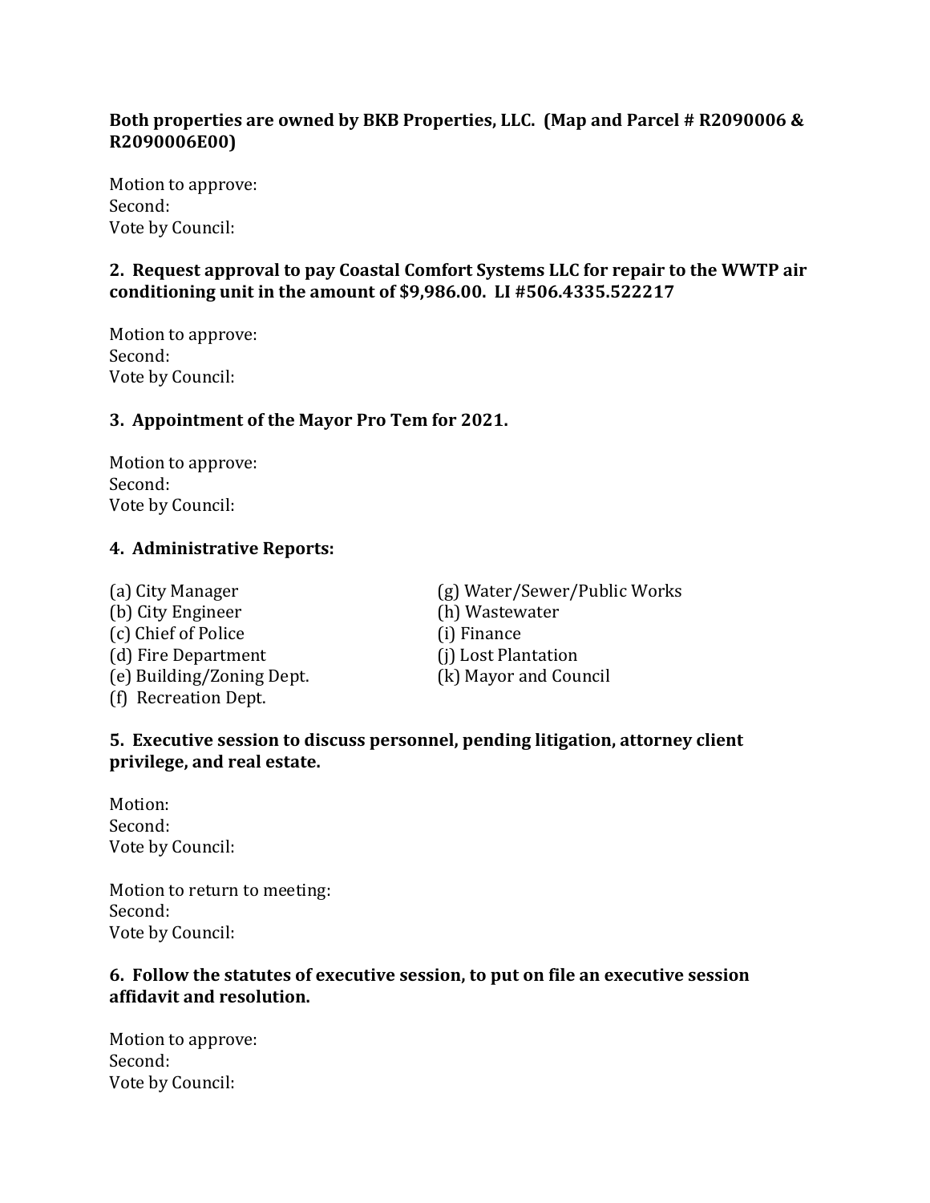**Both properties are owned by BKB Properties, LLC. (Map and Parcel # R2090006 & R2090006E00)**

Motion to approve:
Second:
Vote by Council:

**2. Request approval to pay Coastal Comfort Systems LLC for repair to the WWTP air conditioning unit in the amount of $9,986.00. LI #506.4335.522217**

Motion to approve:
Second:
Vote by Council:

**3. Appointment of the Mayor Pro Tem for 2021.**

Motion to approve:
Second:
Vote by Council:

**4. Administrative Reports:**

(a) City Manager
(b) City Engineer
(c) Chief of Police
(d) Fire Department
(e) Building/Zoning Dept.
(f) Recreation Dept.
(g) Water/Sewer/Public Works
(h) Wastewater
(i) Finance
(j) Lost Plantation
(k) Mayor and Council

**5. Executive session to discuss personnel, pending litigation, attorney client privilege, and real estate.**

Motion:
Second:
Vote by Council:

Motion to return to meeting:
Second:
Vote by Council:

**6. Follow the statutes of executive session, to put on file an executive session affidavit and resolution.**

Motion to approve:
Second:
Vote by Council: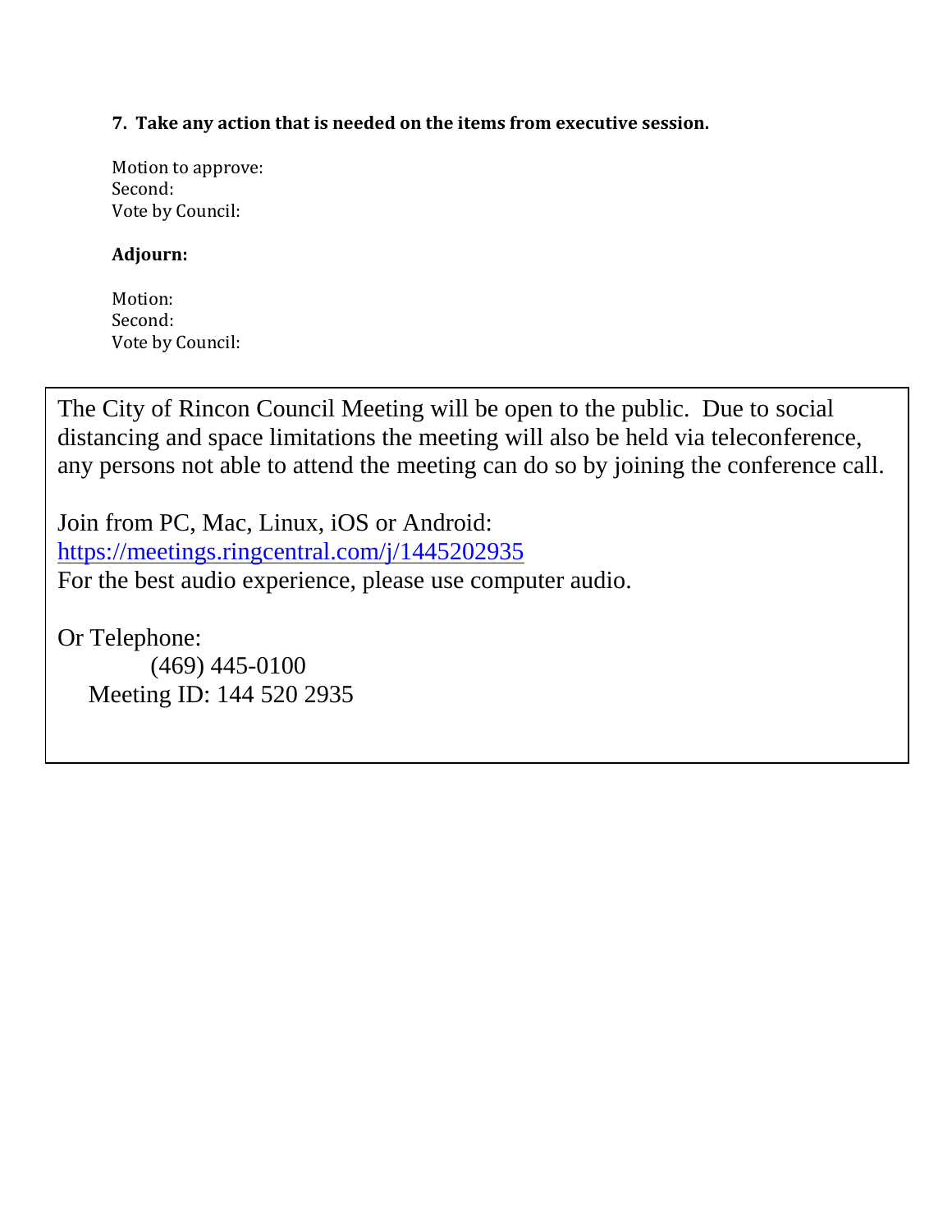**7. Take any action that is needed on the items from executive session.**

Motion to approve:
Second:
Vote by Council:

**Adjourn:**

Motion:
Second:
Vote by Council:

The City of Rincon Council Meeting will be open to the public. Due to social distancing and space limitations the meeting will also be held via teleconference, any persons not able to attend the meeting can do so by joining the conference call.

Join from PC, Mac, Linux, iOS or Android:
https://meetings.ringcentral.com/j/1445202935
For the best audio experience, please use computer audio.

Or Telephone:
(469) 445-0100
Meeting ID: 144 520 2935